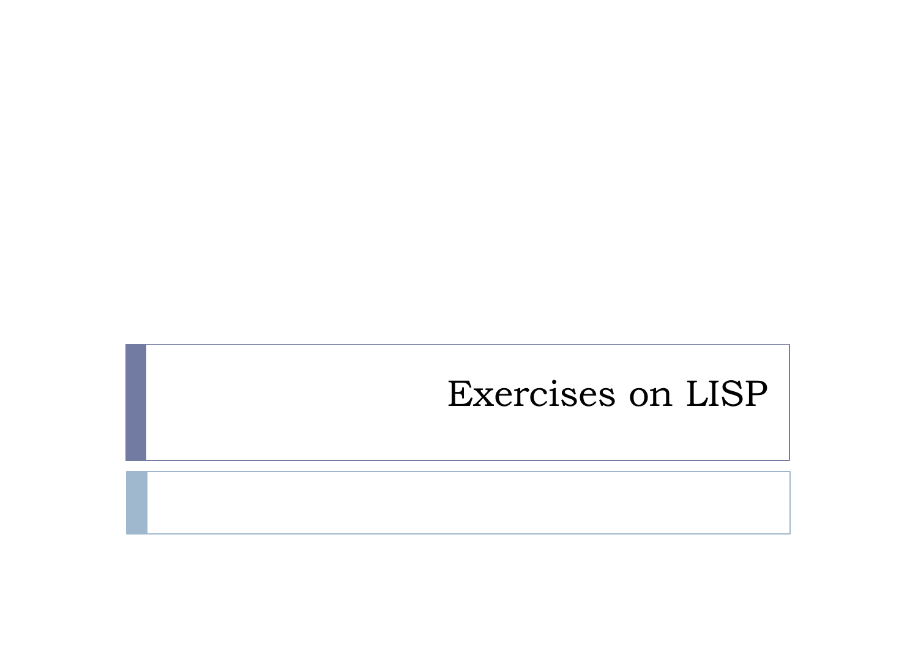# Exercises on LISP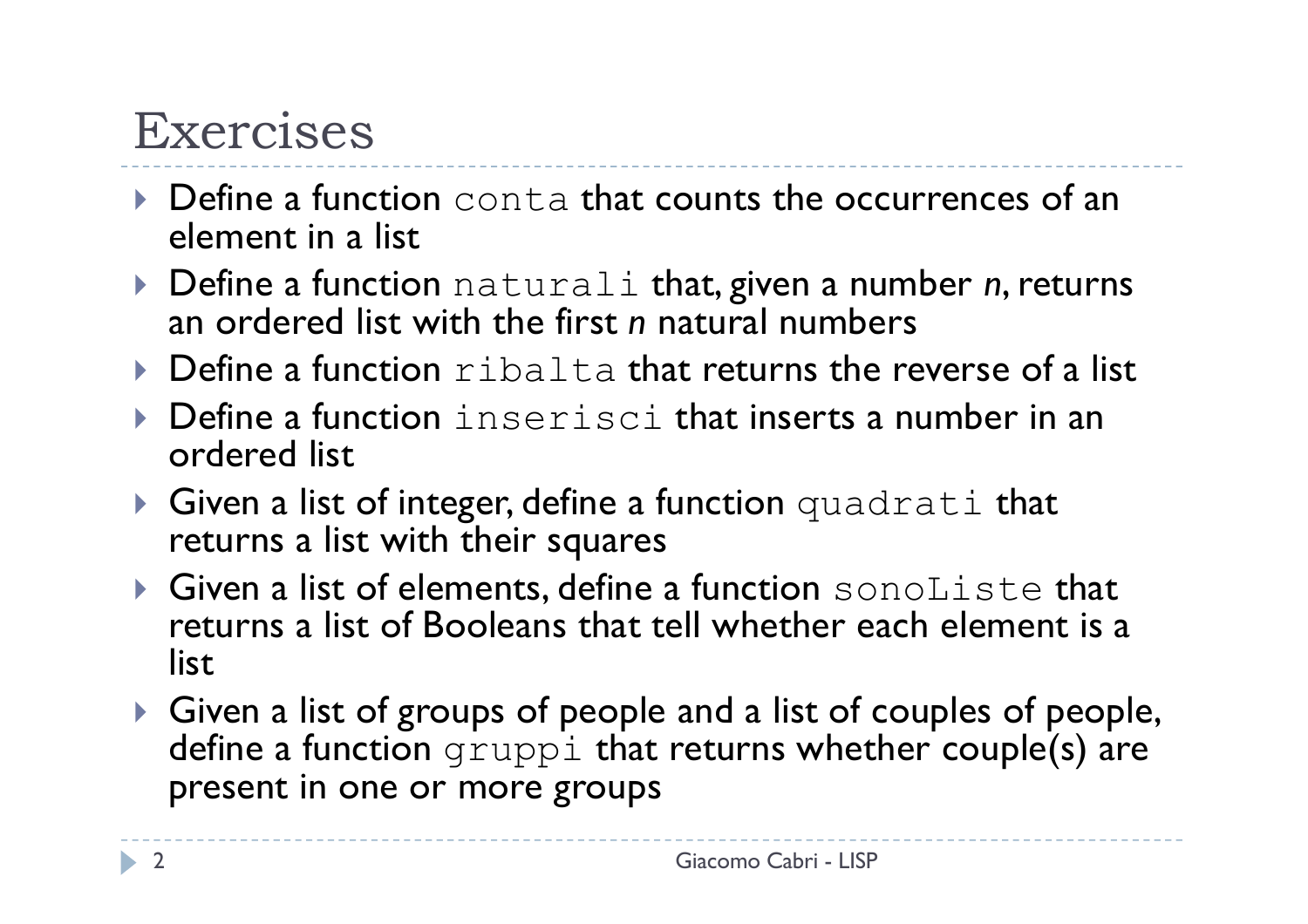# Exercises

- Define a function `conta` that counts the occurrences of an element in a list
- Define a function `naturali` that, given a number *n*, returns an ordered list with the first *n* natural numbers
- Define a function `ribalta` that returns the reverse of a list
- Define a function `inserisci` that inserts a number in an ordered list
- Given a list of integer, define a function `quadrati` that returns a list with their squares
- Given a list of elements, define a function `sonoListe` that returns a list of Booleans that tell whether each element is a list
- Given a list of groups of people and a list of couples of people, define a function `gruppi` that returns whether couple(s) are present in one or more groups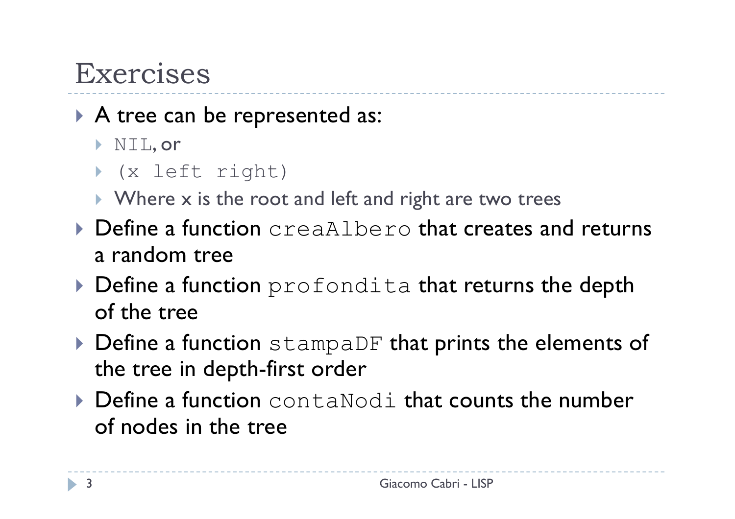# Exercises

- A tree can be represented as:
  - `NIL`, or
  - `(x left right)`
  - Where x is the root and left and right are two trees
- Define a function `creaAlbero` that creates and returns a random tree
- Define a function `profondita` that returns the depth of the tree
- Define a function `stampaDF` that prints the elements of the tree in depth-first order
- Define a function `contaNodi` that counts the number of nodes in the tree